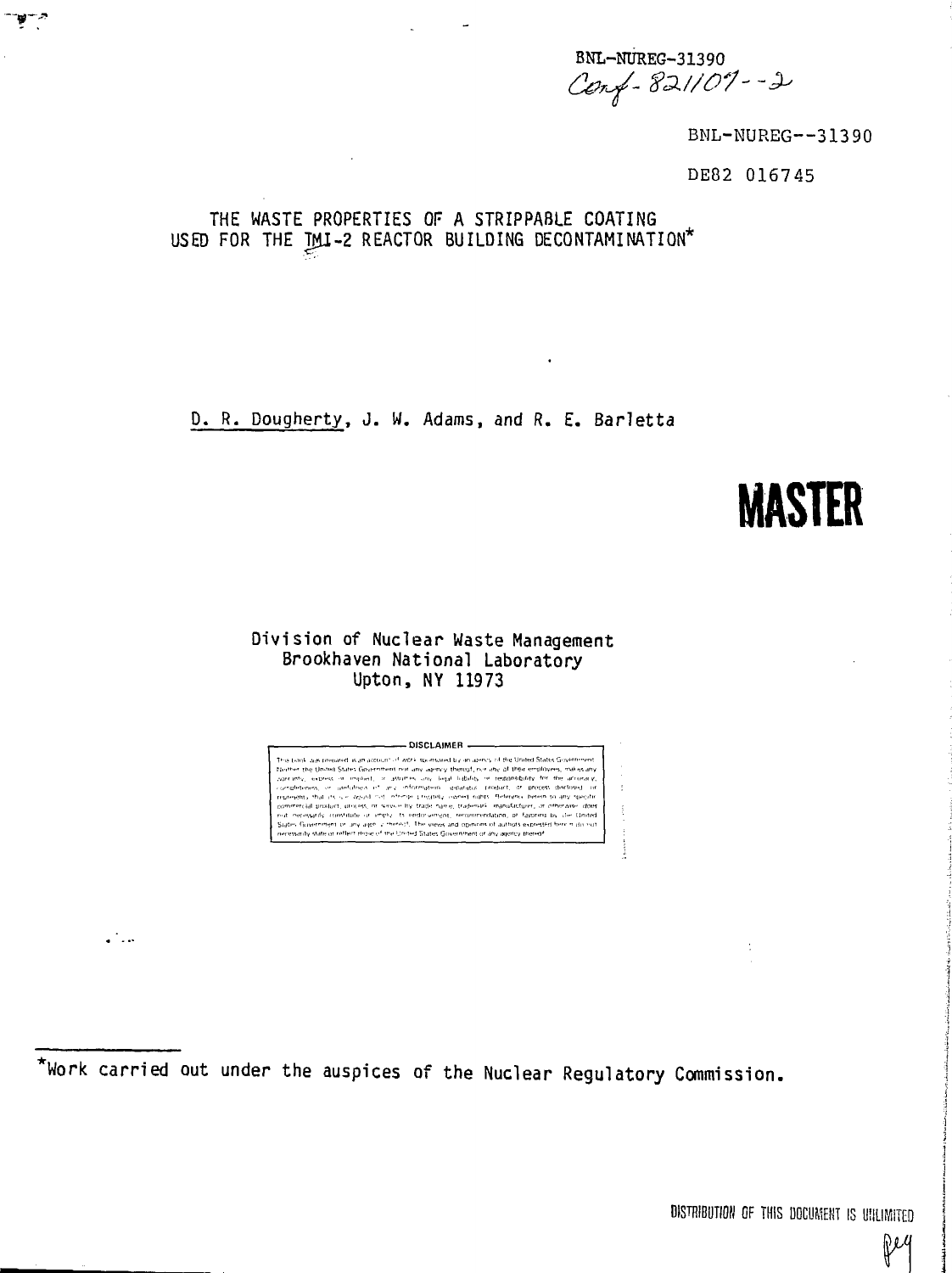BNL-NUREG-31390

Conf-821107--2

BNL-NUREG--31390

DE82 016745

# THE WASTE PROPERTIES OF A STRIPPABLE COATING USED FOR THE TMI-2 REACTOR BUILDING DECONTAMINATION*

D. R. Dougherty, J. W. Adams, and R. E. Barletta

MASTER

Division of Nuclear Waste Management
Brookhaven National Laboratory
Upton, NY 11973

DISCLAIMER

This book was prepared as an account of work sponsored by an agency of the United States Government. Neither the United States Government nor any agency thereof, nor any of their employees, makes any warranty, express or implied, or assumes any legal liability or responsibility for the accuracy, completeness, or usefulness of any information, apparatus, product, or process disclosed, or represents that its use would not infringe privately owned rights. Reference herein to any specific commercial product, process, or service by trade name, trademark, manufacturer, or otherwise, does not necessarily constitute or imply its endorsement, recommendation, or favoring by the United States Government or any agency thereof. The views and opinions of authors expressed herein do not necessarily state or reflect those of the United States Government or any agency thereof.

*Work carried out under the auspices of the Nuclear Regulatory Commission.

DISTRIBUTION OF THIS DOCUMENT IS UNLIMITED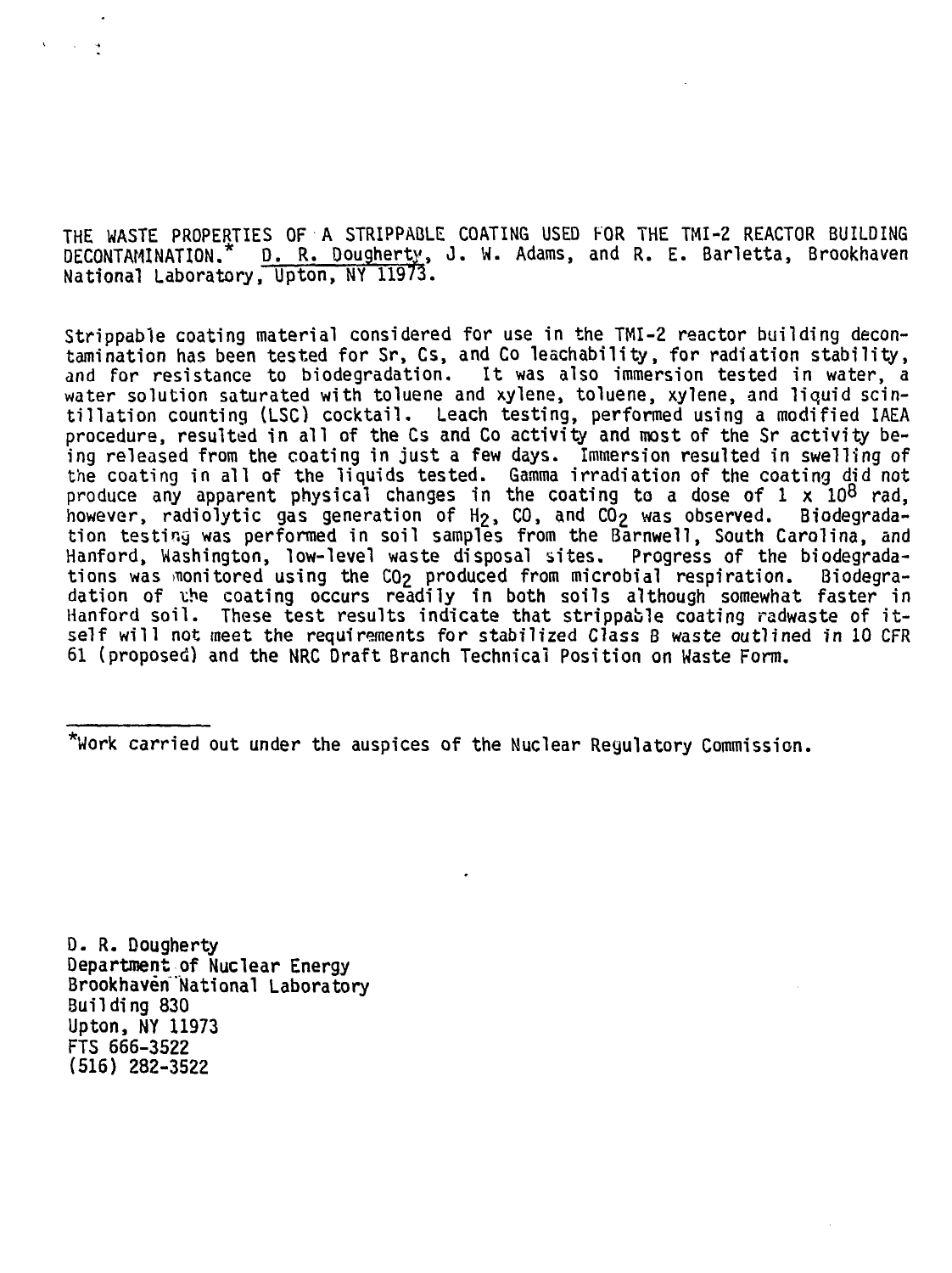THE WASTE PROPERTIES OF A STRIPPABLE COATING USED FOR THE TMI-2 REACTOR BUILDING DECONTAMINATION.* D. R. Dougherty, J. W. Adams, and R. E. Barletta, Brookhaven National Laboratory, Upton, NY 11973.

Strippable coating material considered for use in the TMI-2 reactor building decontamination has been tested for Sr, Cs, and Co leachability, for radiation stability, and for resistance to biodegradation. It was also immersion tested in water, a water solution saturated with toluene and xylene, toluene, xylene, and liquid scintillation counting (LSC) cocktail. Leach testing, performed using a modified IAEA procedure, resulted in all of the Cs and Co activity and most of the Sr activity being released from the coating in just a few days. Immersion resulted in swelling of the coating in all of the liquids tested. Gamma irradiation of the coating did not produce any apparent physical changes in the coating to a dose of $1 \times 10^8$ rad, however, radiolytic gas generation of $H_2$, CO, and $CO_2$ was observed. Biodegradation testing was performed in soil samples from the Barnwell, South Carolina, and Hanford, Washington, low-level waste disposal sites. Progress of the biodegradations was monitored using the $CO_2$ produced from microbial respiration. Biodegradation of the coating occurs readily in both soils although somewhat faster in Hanford soil. These test results indicate that strippable coating radwaste of itself will not meet the requirements for stabilized Class B waste outlined in 10 CFR 61 (proposed) and the NRC Draft Branch Technical Position on Waste Form.

*Work carried out under the auspices of the Nuclear Regulatory Commission.

D. R. Dougherty
Department of Nuclear Energy
Brookhaven National Laboratory
Building 830
Upton, NY 11973
FTS 666-3522
(516) 282-3522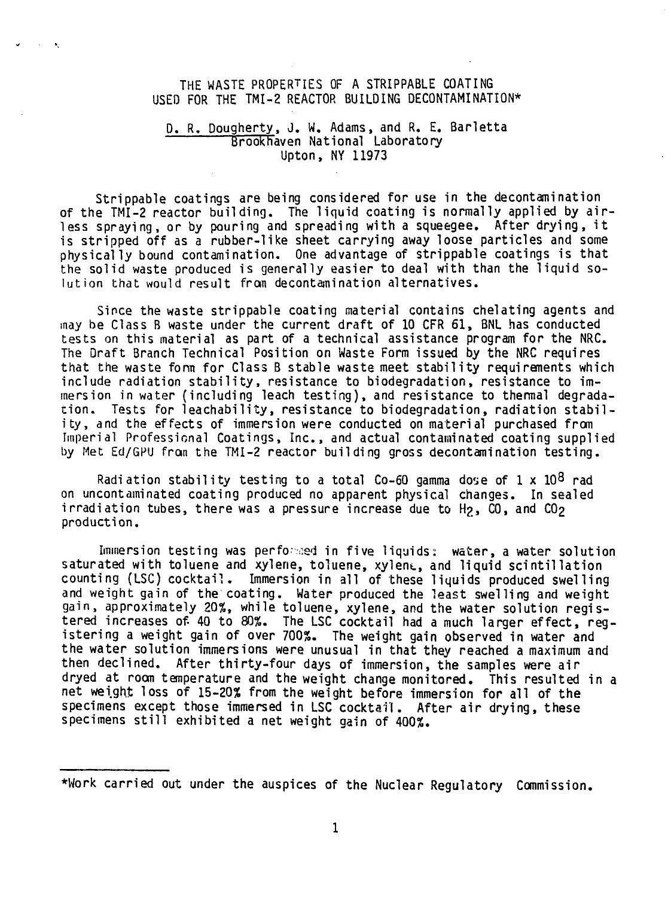# THE WASTE PROPERTIES OF A STRIPPABLE COATING USED FOR THE TMI-2 REACTOR BUILDING DECONTAMINATION*

D. R. Dougherty, J. W. Adams, and R. E. Barletta
Brookhaven National Laboratory
Upton, NY 11973

Strippable coatings are being considered for use in the decontamination of the TMI-2 reactor building. The liquid coating is normally applied by airless spraying, or by pouring and spreading with a squeegee. After drying, it is stripped off as a rubber-like sheet carrying away loose particles and some physically bound contamination. One advantage of strippable coatings is that the solid waste produced is generally easier to deal with than the liquid solution that would result from decontamination alternatives.

Since the waste strippable coating material contains chelating agents and may be Class B waste under the current draft of 10 CFR 61, BNL has conducted tests on this material as part of a technical assistance program for the NRC. The Draft Branch Technical Position on Waste Form issued by the NRC requires that the waste form for Class B stable waste meet stability requirements which include radiation stability, resistance to biodegradation, resistance to immersion in water (including leach testing), and resistance to thermal degradation. Tests for leachability, resistance to biodegradation, radiation stability, and the effects of immersion were conducted on material purchased from Imperial Professional Coatings, Inc., and actual contaminated coating supplied by Met Ed/GPU from the TMI-2 reactor building gross decontamination testing.

Radiation stability testing to a total Co-60 gamma dose of $1 \times 10^8$ rad on uncontaminated coating produced no apparent physical changes. In sealed irradiation tubes, there was a pressure increase due to $H_2$, CO, and $CO_2$ production.

Immersion testing was performed in five liquids: water, a water solution saturated with toluene and xylene, toluene, xylene, and liquid scintillation counting (LSC) cocktail. Immersion in all of these liquids produced swelling and weight gain of the coating. Water produced the least swelling and weight gain, approximately 20%, while toluene, xylene, and the water solution registered increases of 40 to 80%. The LSC cocktail had a much larger effect, registering a weight gain of over 700%. The weight gain observed in water and the water solution immersions were unusual in that they reached a maximum and then declined. After thirty-four days of immersion, the samples were air dryed at room temperature and the weight change monitored. This resulted in a net weight loss of 15-20% from the weight before immersion for all of the specimens except those immersed in LSC cocktail. After air drying, these specimens still exhibited a net weight gain of 400%.

*Work carried out under the auspices of the Nuclear Regulatory Commission.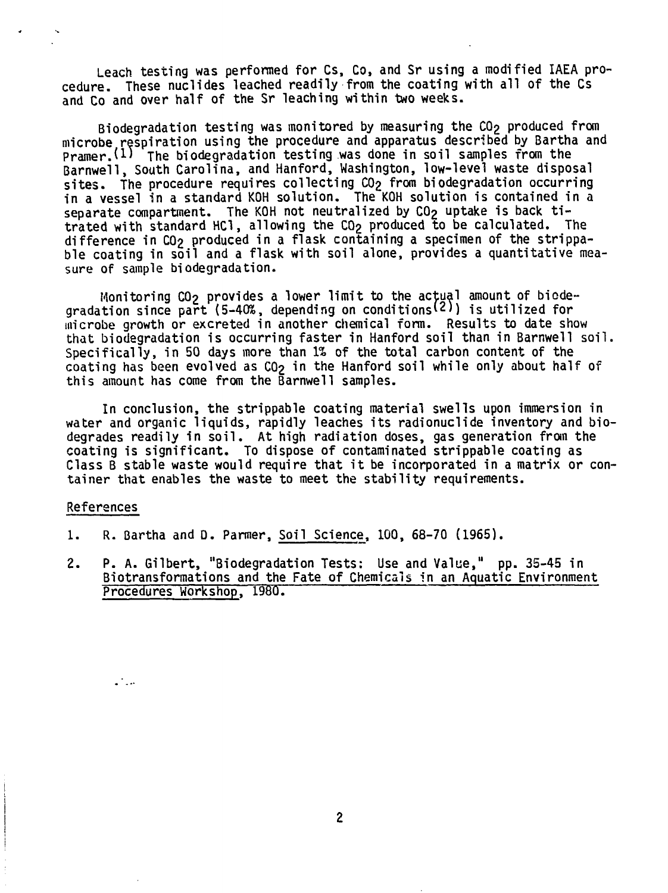Leach testing was performed for Cs, Co, and Sr using a modified IAEA procedure. These nuclides leached readily from the coating with all of the Cs and Co and over half of the Sr leaching within two weeks.

Biodegradation testing was monitored by measuring the $CO_2$ produced from microbe respiration using the procedure and apparatus described by Bartha and Pramer.[1] The biodegradation testing was done in soil samples from the Barnwell, South Carolina, and Hanford, Washington, low-level waste disposal sites. The procedure requires collecting $CO_2$ from biodegradation occurring in a vessel in a standard KOH solution. The KOH solution is contained in a separate compartment. The KOH not neutralized by $CO_2$ uptake is back titrated with standard HCl, allowing the $CO_2$ produced to be calculated. The difference in $CO_2$ produced in a flask containing a specimen of the strippable coating in soil and a flask with soil alone, provides a quantitative measure of sample biodegradation.

Monitoring $CO_2$ provides a lower limit to the actual amount of biodegradation since part (5-40%, depending on conditions[2]) is utilized for microbe growth or excreted in another chemical form. Results to date show that biodegradation is occurring faster in Hanford soil than in Barnwell soil. Specifically, in 50 days more than 1% of the total carbon content of the coating has been evolved as $CO_2$ in the Hanford soil while only about half of this amount has come from the Barnwell samples.

In conclusion, the strippable coating material swells upon immersion in water and organic liquids, rapidly leaches its radionuclide inventory and biodegrades readily in soil. At high radiation doses, gas generation from the coating is significant. To dispose of contaminated strippable coating as Class B stable waste would require that it be incorporated in a matrix or container that enables the waste to meet the stability requirements.

## References

1. R. Bartha and D. Parmer, Soil Science, 100, 68-70 (1965).

2. P. A. Gilbert, "Biodegradation Tests: Use and Value," pp. 35-45 in Biotransformations and the Fate of Chemicals in an Aquatic Environment Procedures Workshop, 1980.